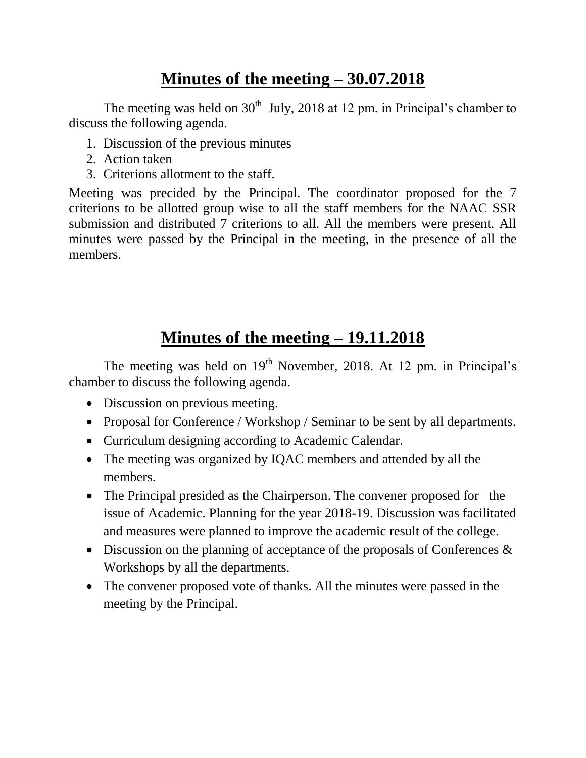## Minutes of the meeting – 30.07.2018

The meeting was held on 30th July, 2018 at 12 pm. in Principal's chamber to discuss the following agenda.

1. Discussion of the previous minutes
2. Action taken
3. Criterions allotment to the staff.

Meeting was precided by the Principal. The coordinator proposed for the 7 criterions to be allotted group wise to all the staff members for the NAAC SSR submission and distributed 7 criterions to all. All the members were present. All minutes were passed by the Principal in the meeting, in the presence of all the members.

## Minutes of the meeting – 19.11.2018

The meeting was held on 19th November, 2018. At 12 pm. in Principal's chamber to discuss the following agenda.

- Discussion on previous meeting.
- Proposal for Conference / Workshop / Seminar to be sent by all departments.
- Curriculum designing according to Academic Calendar.
- The meeting was organized by IQAC members and attended by all the members.
- The Principal presided as the Chairperson. The convener proposed for the issue of Academic. Planning for the year 2018-19. Discussion was facilitated and measures were planned to improve the academic result of the college.
- Discussion on the planning of acceptance of the proposals of Conferences & Workshops by all the departments.
- The convener proposed vote of thanks. All the minutes were passed in the meeting by the Principal.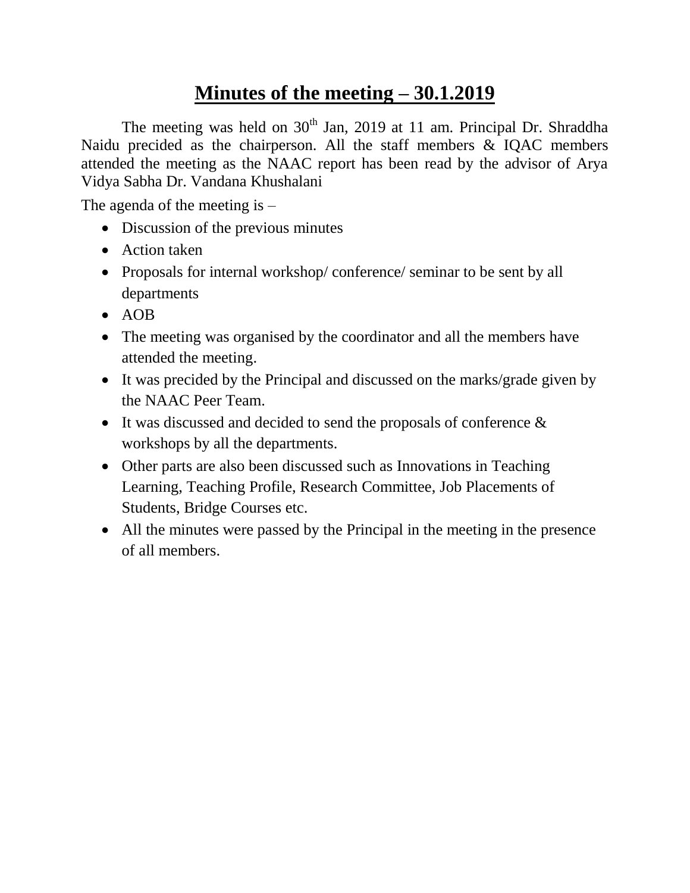# <u>**Minutes of the meeting – 30.1.2019**</u>

The meeting was held on 30th Jan, 2019 at 11 am. Principal Dr. Shraddha Naidu precided as the chairperson. All the staff members & IQAC members attended the meeting as the NAAC report has been read by the advisor of Arya Vidya Sabha Dr. Vandana Khushalani

The agenda of the meeting is –

- Discussion of the previous minutes
- Action taken
- Proposals for internal workshop/ conference/ seminar to be sent by all departments
- AOB
- The meeting was organised by the coordinator and all the members have attended the meeting.
- It was precided by the Principal and discussed on the marks/grade given by the NAAC Peer Team.
- It was discussed and decided to send the proposals of conference & workshops by all the departments.
- Other parts are also been discussed such as Innovations in Teaching Learning, Teaching Profile, Research Committee, Job Placements of Students, Bridge Courses etc.
- All the minutes were passed by the Principal in the meeting in the presence of all members.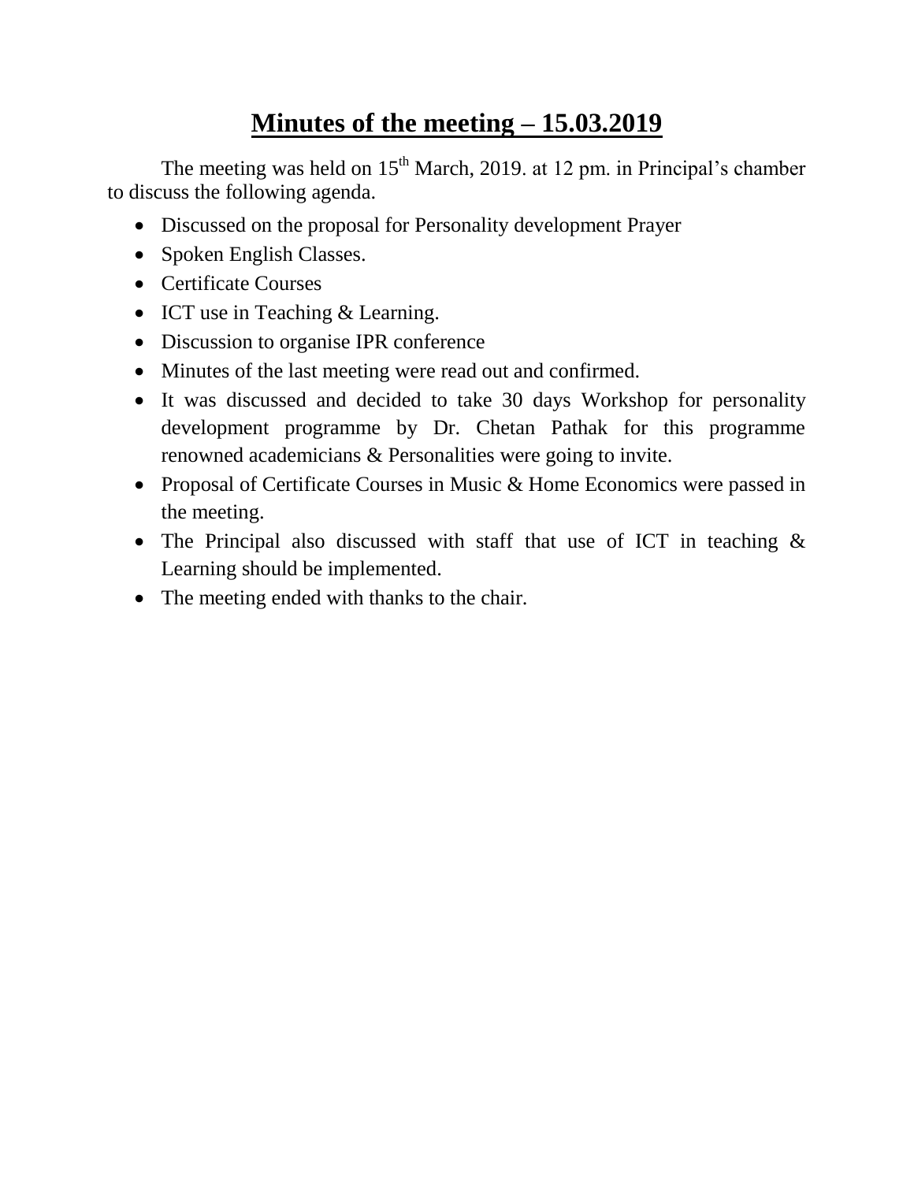# Minutes of the meeting – 15.03.2019

The meeting was held on 15th March, 2019. at 12 pm. in Principal's chamber to discuss the following agenda.

- Discussed on the proposal for Personality development Prayer
- Spoken English Classes.
- Certificate Courses
- ICT use in Teaching & Learning.
- Discussion to organise IPR conference
- Minutes of the last meeting were read out and confirmed.
- It was discussed and decided to take 30 days Workshop for personality development programme by Dr. Chetan Pathak for this programme renowned academicians & Personalities were going to invite.
- Proposal of Certificate Courses in Music & Home Economics were passed in the meeting.
- The Principal also discussed with staff that use of ICT in teaching & Learning should be implemented.
- The meeting ended with thanks to the chair.